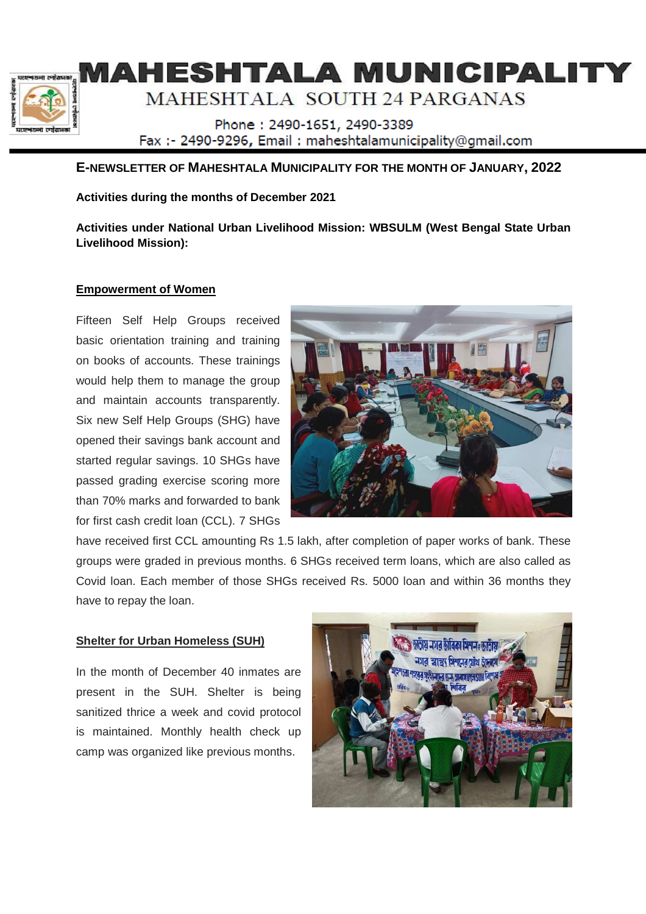# MAHESHTALA MUNICIPALITY

MAHESHTALA SOUTH 24 PARGANAS

Phone : 2490-1651, 2490-3389

Fax :- 2490-9296, Email : maheshtalamunicipality@gmail.com

## E-NEWSLETTER OF MAHESHTALA MUNICIPALITY FOR THE MONTH OF JANUARY, 2022

**Activities during the months of December 2021**

**Activities under National Urban Livelihood Mission: WBSULM (West Bengal State Urban Livelihood Mission):**

### Empowerment of Women

Fifteen Self Help Groups received basic orientation training and training on books of accounts. These trainings would help them to manage the group and maintain accounts transparently. Six new Self Help Groups (SHG) have opened their savings bank account and started regular savings. 10 SHGs have passed grading exercise scoring more than 70% marks and forwarded to bank for first cash credit loan (CCL). 7 SHGs have received first CCL amounting Rs 1.5 lakh, after completion of paper works of bank. These groups were graded in previous months. 6 SHGs received term loans, which are also called as Covid loan. Each member of those SHGs received Rs. 5000 loan and within 36 months they have to repay the loan.

### Shelter for Urban Homeless (SUH)

In the month of December 40 inmates are present in the SUH. Shelter is being sanitized thrice a week and covid protocol is maintained. Monthly health check up camp was organized like previous months.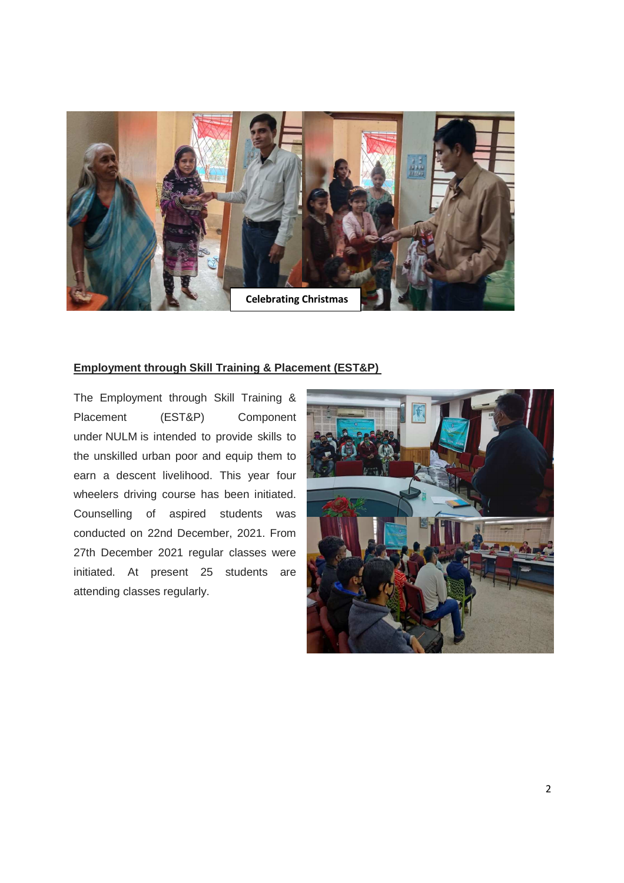Celebrating Christmas

**Employment through Skill Training & Placement (EST&P)**

The Employment through Skill Training & Placement (EST&P) Component under NULM is intended to provide skills to the unskilled urban poor and equip them to earn a descent livelihood. This year four wheelers driving course has been initiated. Counselling of aspired students was conducted on 22nd December, 2021. From 27th December 2021 regular classes were initiated. At present 25 students are attending classes regularly.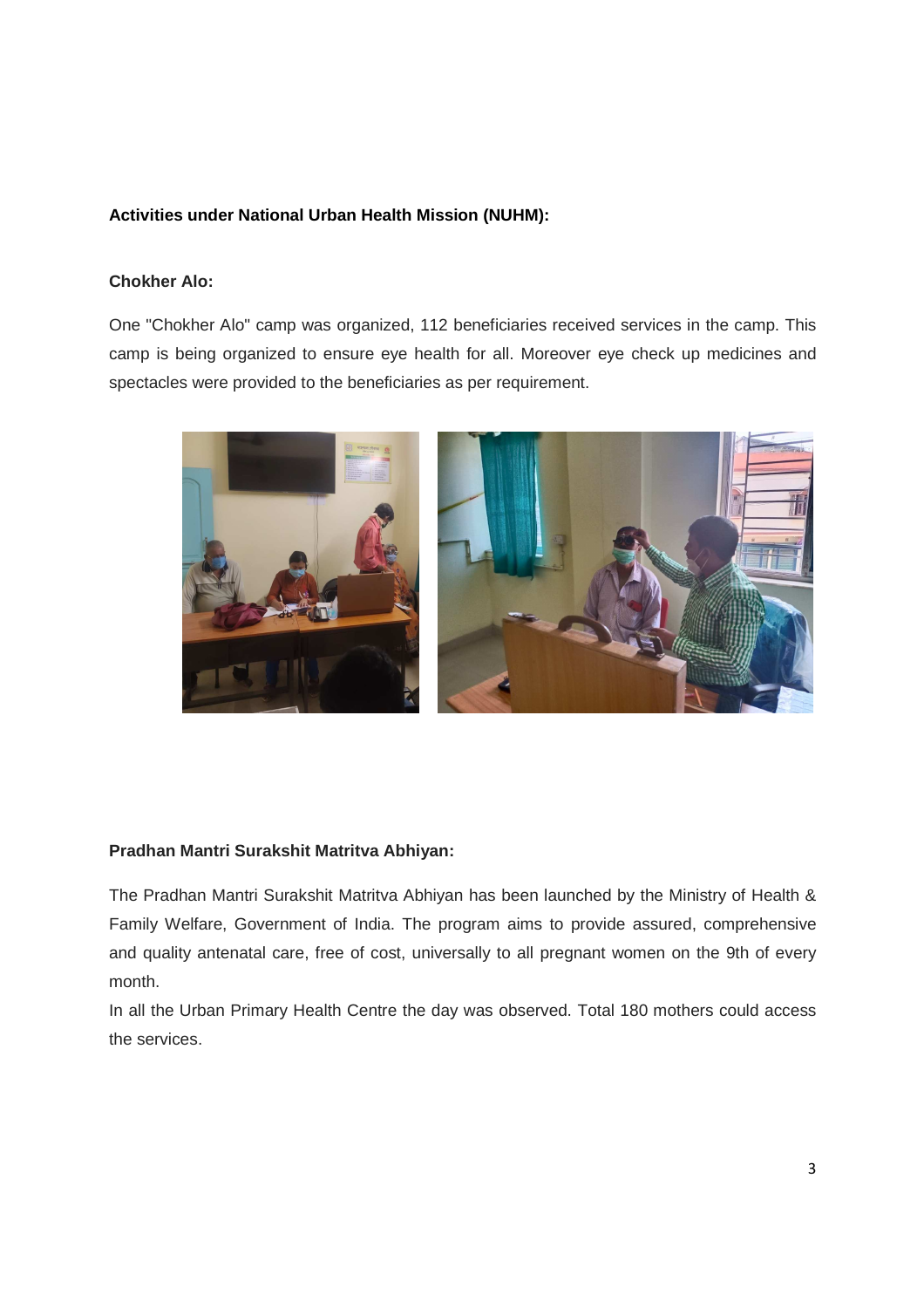**Activities under National Urban Health Mission (NUHM):**

**Chokher Alo:**

One "Chokher Alo" camp was organized, 112 beneficiaries received services in the camp. This camp is being organized to ensure eye health for all. Moreover eye check up medicines and spectacles were provided to the beneficiaries as per requirement.

**Pradhan Mantri Surakshit Matritva Abhiyan:**

The Pradhan Mantri Surakshit Matritva Abhiyan has been launched by the Ministry of Health & Family Welfare, Government of India. The program aims to provide assured, comprehensive and quality antenatal care, free of cost, universally to all pregnant women on the 9th of every month.

In all the Urban Primary Health Centre the day was observed. Total 180 mothers could access the services.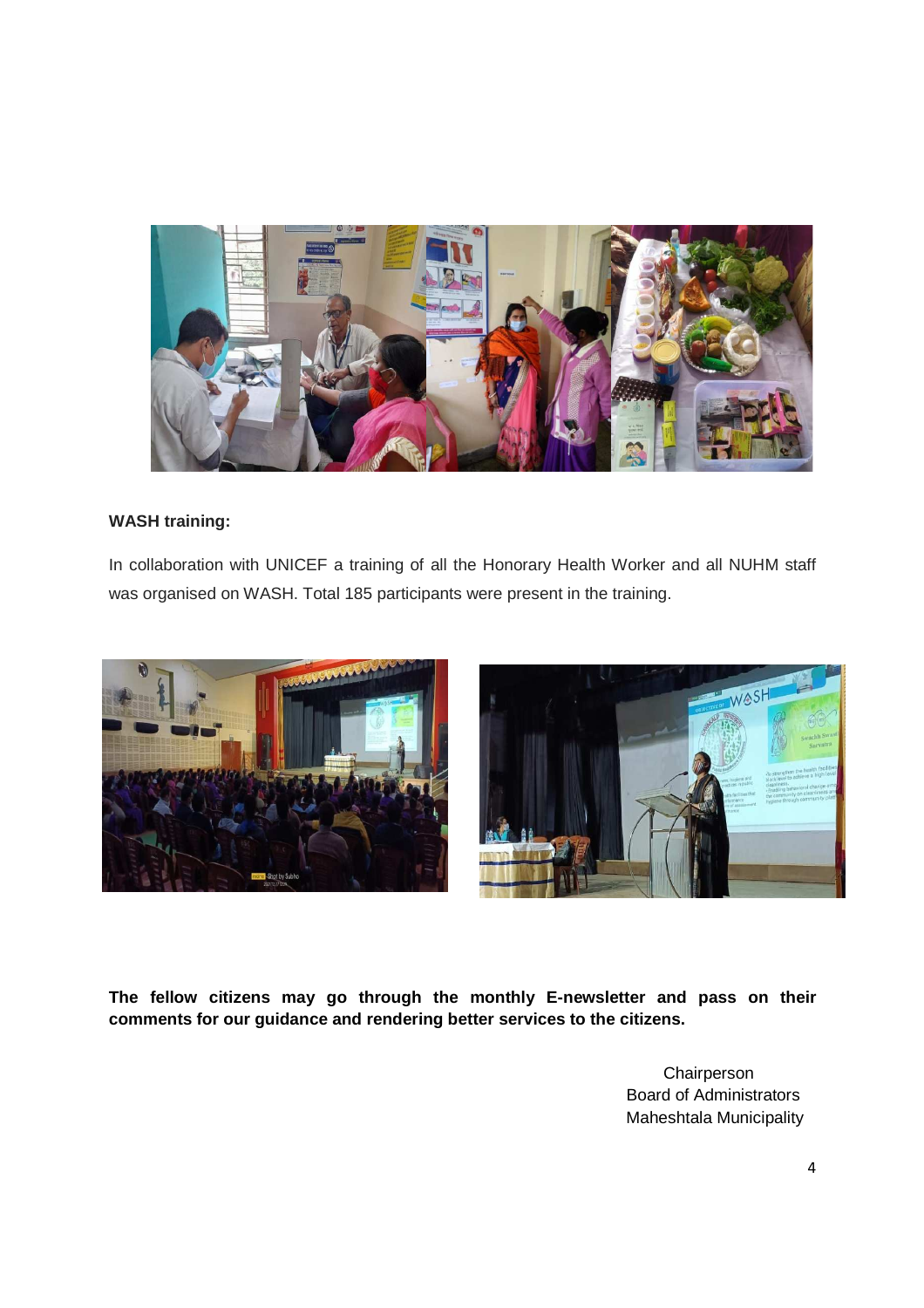**WASH training:**

In collaboration with UNICEF a training of all the Honorary Health Worker and all NUHM staff was organised on WASH. Total 185 participants were present in the training.

**The fellow citizens may go through the monthly E-newsletter and pass on their comments for our guidance and rendering better services to the citizens.**

Chairperson
Board of Administrators
Maheshtala Municipality